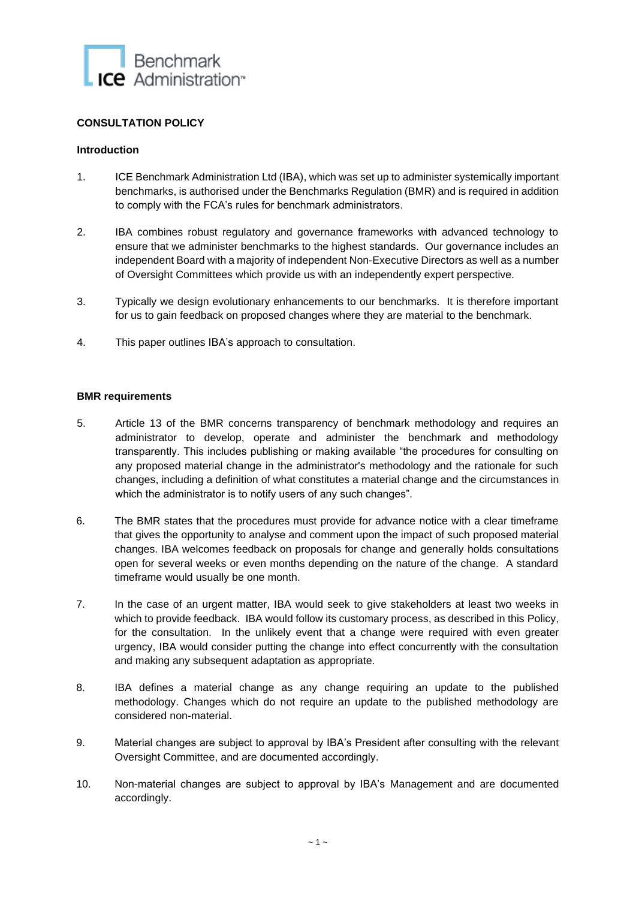## CONSULTATION POLICY

### Introduction

1. ICE Benchmark Administration Ltd (IBA), which was set up to administer systemically important benchmarks, is authorised under the Benchmarks Regulation (BMR) and is required in addition to comply with the FCA's rules for benchmark administrators.

2. IBA combines robust regulatory and governance frameworks with advanced technology to ensure that we administer benchmarks to the highest standards. Our governance includes an independent Board with a majority of independent Non-Executive Directors as well as a number of Oversight Committees which provide us with an independently expert perspective.

3. Typically we design evolutionary enhancements to our benchmarks. It is therefore important for us to gain feedback on proposed changes where they are material to the benchmark.

4. This paper outlines IBA's approach to consultation.

### BMR requirements

5. Article 13 of the BMR concerns transparency of benchmark methodology and requires an administrator to develop, operate and administer the benchmark and methodology transparently. This includes publishing or making available "the procedures for consulting on any proposed material change in the administrator's methodology and the rationale for such changes, including a definition of what constitutes a material change and the circumstances in which the administrator is to notify users of any such changes".

6. The BMR states that the procedures must provide for advance notice with a clear timeframe that gives the opportunity to analyse and comment upon the impact of such proposed material changes. IBA welcomes feedback on proposals for change and generally holds consultations open for several weeks or even months depending on the nature of the change. A standard timeframe would usually be one month.

7. In the case of an urgent matter, IBA would seek to give stakeholders at least two weeks in which to provide feedback. IBA would follow its customary process, as described in this Policy, for the consultation. In the unlikely event that a change were required with even greater urgency, IBA would consider putting the change into effect concurrently with the consultation and making any subsequent adaptation as appropriate.

8. IBA defines a material change as any change requiring an update to the published methodology. Changes which do not require an update to the published methodology are considered non-material.

9. Material changes are subject to approval by IBA's President after consulting with the relevant Oversight Committee, and are documented accordingly.

10. Non-material changes are subject to approval by IBA's Management and are documented accordingly.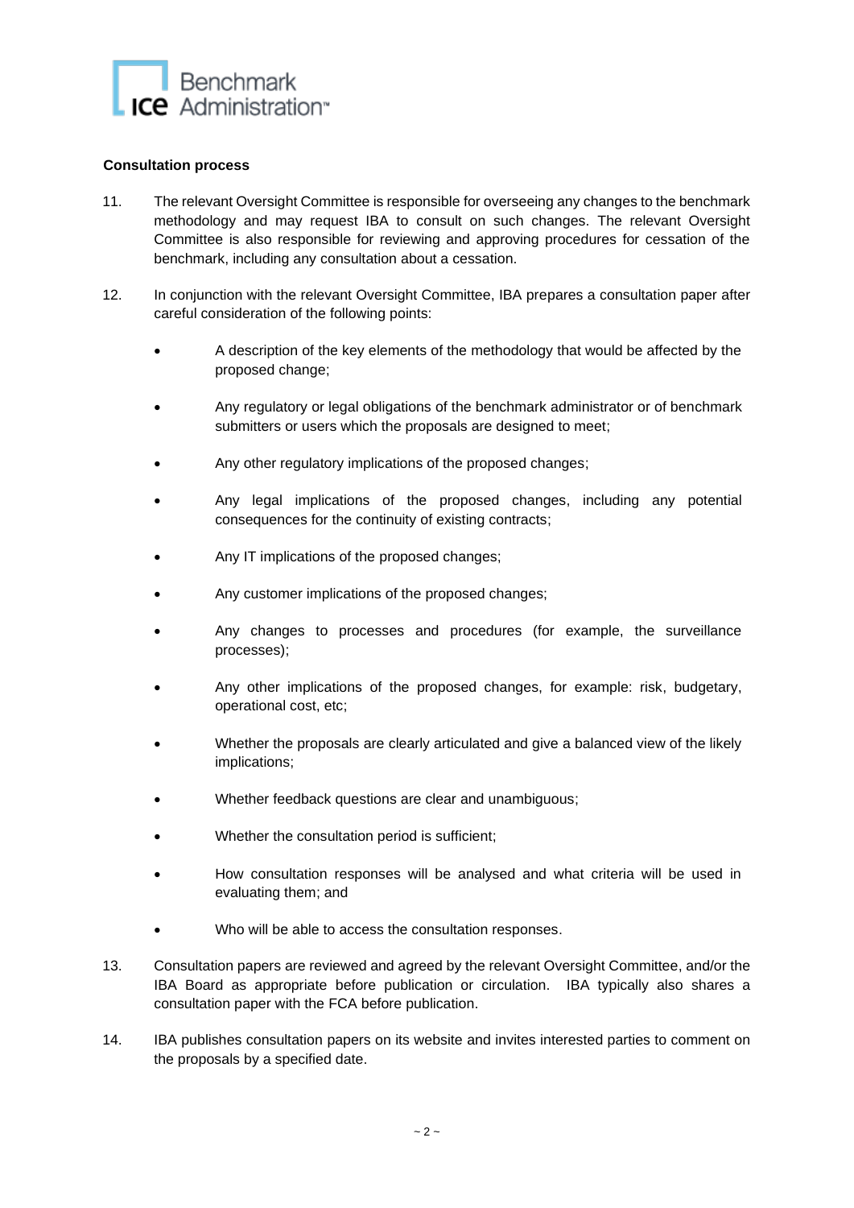**Consultation process**

11. The relevant Oversight Committee is responsible for overseeing any changes to the benchmark methodology and may request IBA to consult on such changes. The relevant Oversight Committee is also responsible for reviewing and approving procedures for cessation of the benchmark, including any consultation about a cessation.

12. In conjunction with the relevant Oversight Committee, IBA prepares a consultation paper after careful consideration of the following points:

    - A description of the key elements of the methodology that would be affected by the proposed change;
    - Any regulatory or legal obligations of the benchmark administrator or of benchmark submitters or users which the proposals are designed to meet;
    - Any other regulatory implications of the proposed changes;
    - Any legal implications of the proposed changes, including any potential consequences for the continuity of existing contracts;
    - Any IT implications of the proposed changes;
    - Any customer implications of the proposed changes;
    - Any changes to processes and procedures (for example, the surveillance processes);
    - Any other implications of the proposed changes, for example: risk, budgetary, operational cost, etc;
    - Whether the proposals are clearly articulated and give a balanced view of the likely implications;
    - Whether feedback questions are clear and unambiguous;
    - Whether the consultation period is sufficient;
    - How consultation responses will be analysed and what criteria will be used in evaluating them; and
    - Who will be able to access the consultation responses.

13. Consultation papers are reviewed and agreed by the relevant Oversight Committee, and/or the IBA Board as appropriate before publication or circulation. IBA typically also shares a consultation paper with the FCA before publication.

14. IBA publishes consultation papers on its website and invites interested parties to comment on the proposals by a specified date.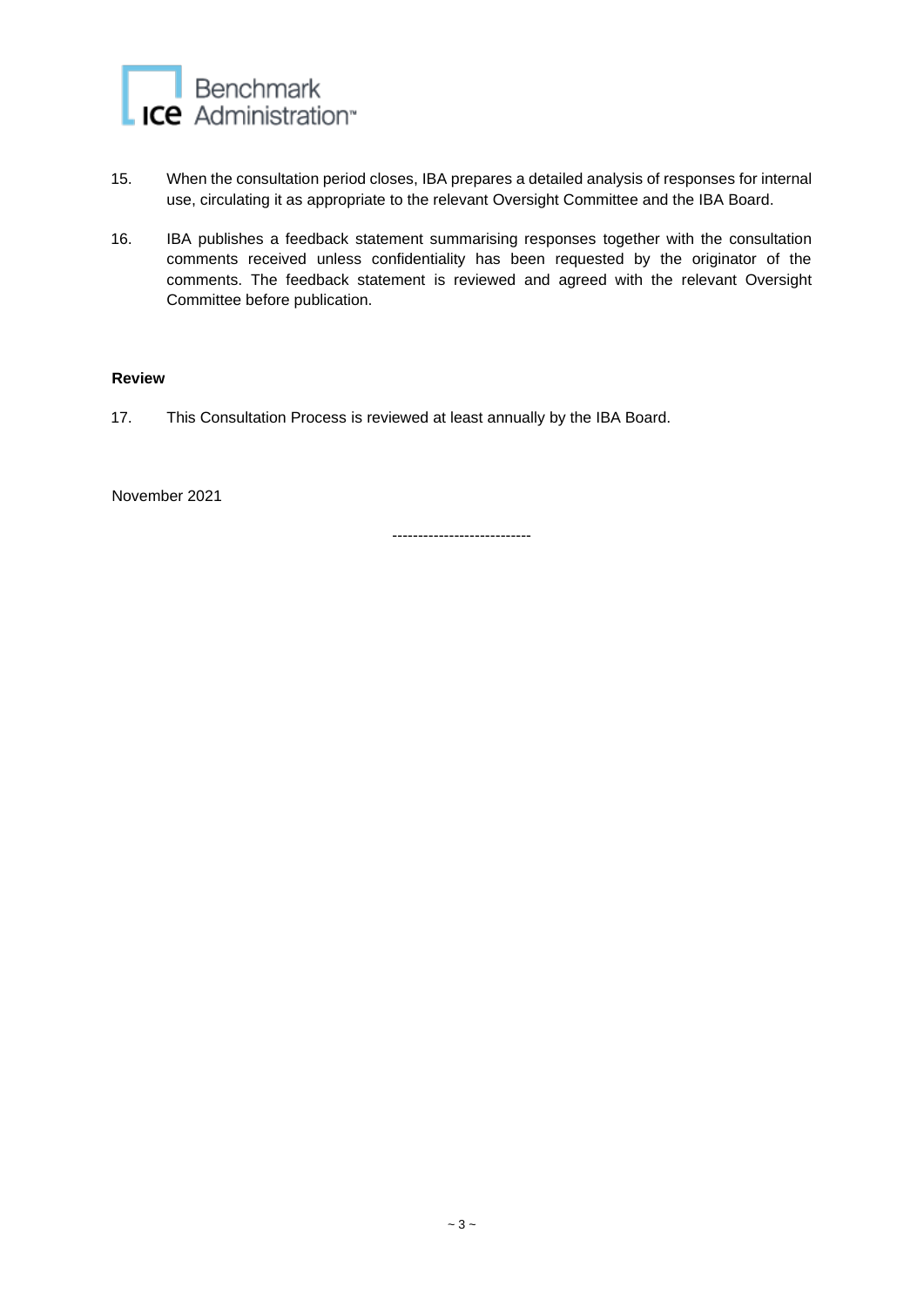15. When the consultation period closes, IBA prepares a detailed analysis of responses for internal use, circulating it as appropriate to the relevant Oversight Committee and the IBA Board.

16. IBA publishes a feedback statement summarising responses together with the consultation comments received unless confidentiality has been requested by the originator of the comments. The feedback statement is reviewed and agreed with the relevant Oversight Committee before publication.

**Review**

17. This Consultation Process is reviewed at least annually by the IBA Board.

November 2021

---------------------------